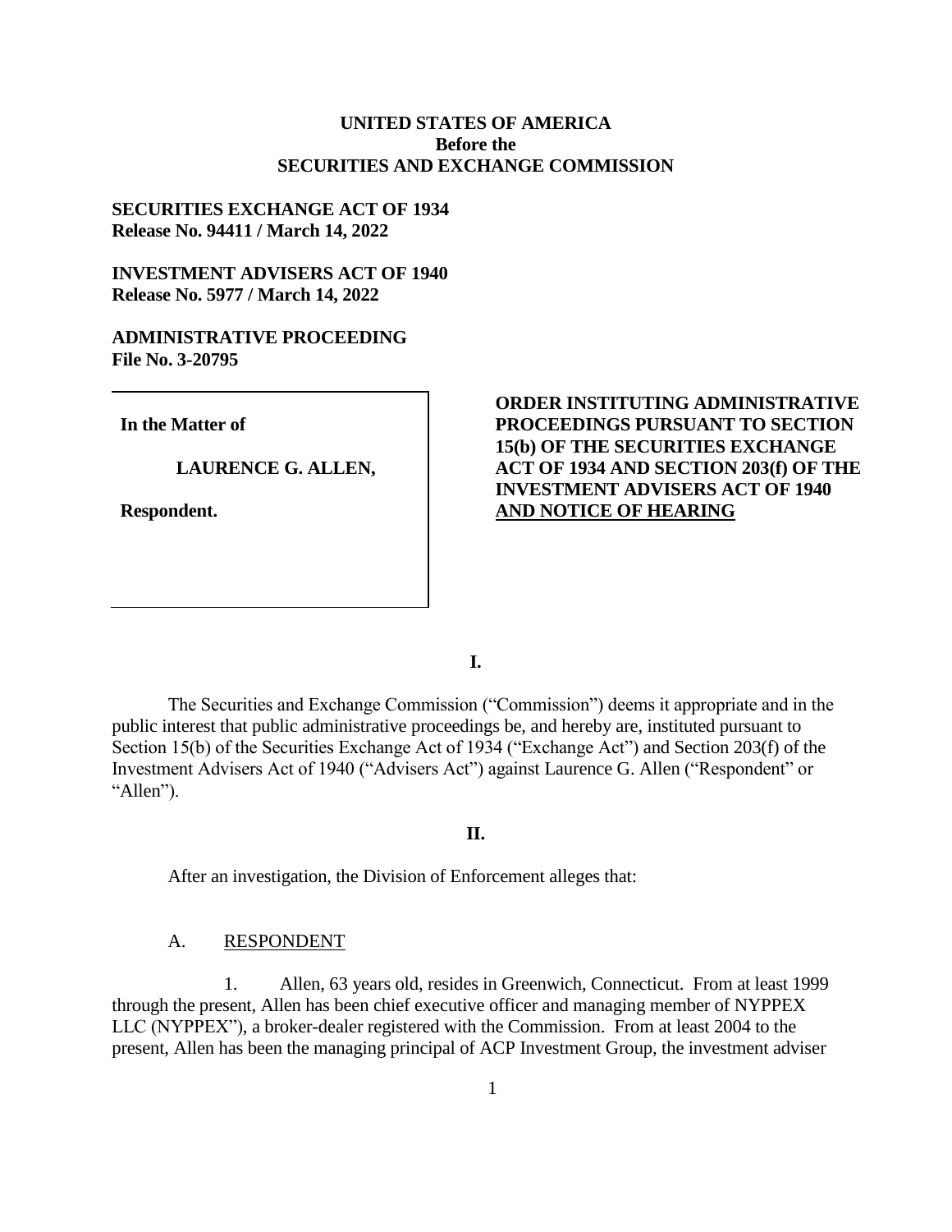**UNITED STATES OF AMERICA**
**Before the**
**SECURITIES AND EXCHANGE COMMISSION**

**SECURITIES EXCHANGE ACT OF 1934**
**Release No. 94411 / March 14, 2022**

**INVESTMENT ADVISERS ACT OF 1940**
**Release No. 5977 / March 14, 2022**

**ADMINISTRATIVE PROCEEDING**
**File No. 3-20795**

| | |
|---|---|
| **In the Matter of**<br><br>**LAURENCE G. ALLEN,**<br><br>**Respondent.** | **ORDER INSTITUTING ADMINISTRATIVE PROCEEDINGS PURSUANT TO SECTION 15(b) OF THE SECURITIES EXCHANGE ACT OF 1934 AND SECTION 203(f) OF THE INVESTMENT ADVISERS ACT OF 1940 AND NOTICE OF HEARING** |

## I.

The Securities and Exchange Commission ("Commission") deems it appropriate and in the public interest that public administrative proceedings be, and hereby are, instituted pursuant to Section 15(b) of the Securities Exchange Act of 1934 ("Exchange Act") and Section 203(f) of the Investment Advisers Act of 1940 ("Advisers Act") against Laurence G. Allen ("Respondent" or "Allen").

## II.

After an investigation, the Division of Enforcement alleges that:

### A. RESPONDENT

1. Allen, 63 years old, resides in Greenwich, Connecticut. From at least 1999 through the present, Allen has been chief executive officer and managing member of NYPPEX LLC (NYPPEX"), a broker-dealer registered with the Commission. From at least 2004 to the present, Allen has been the managing principal of ACP Investment Group, the investment adviser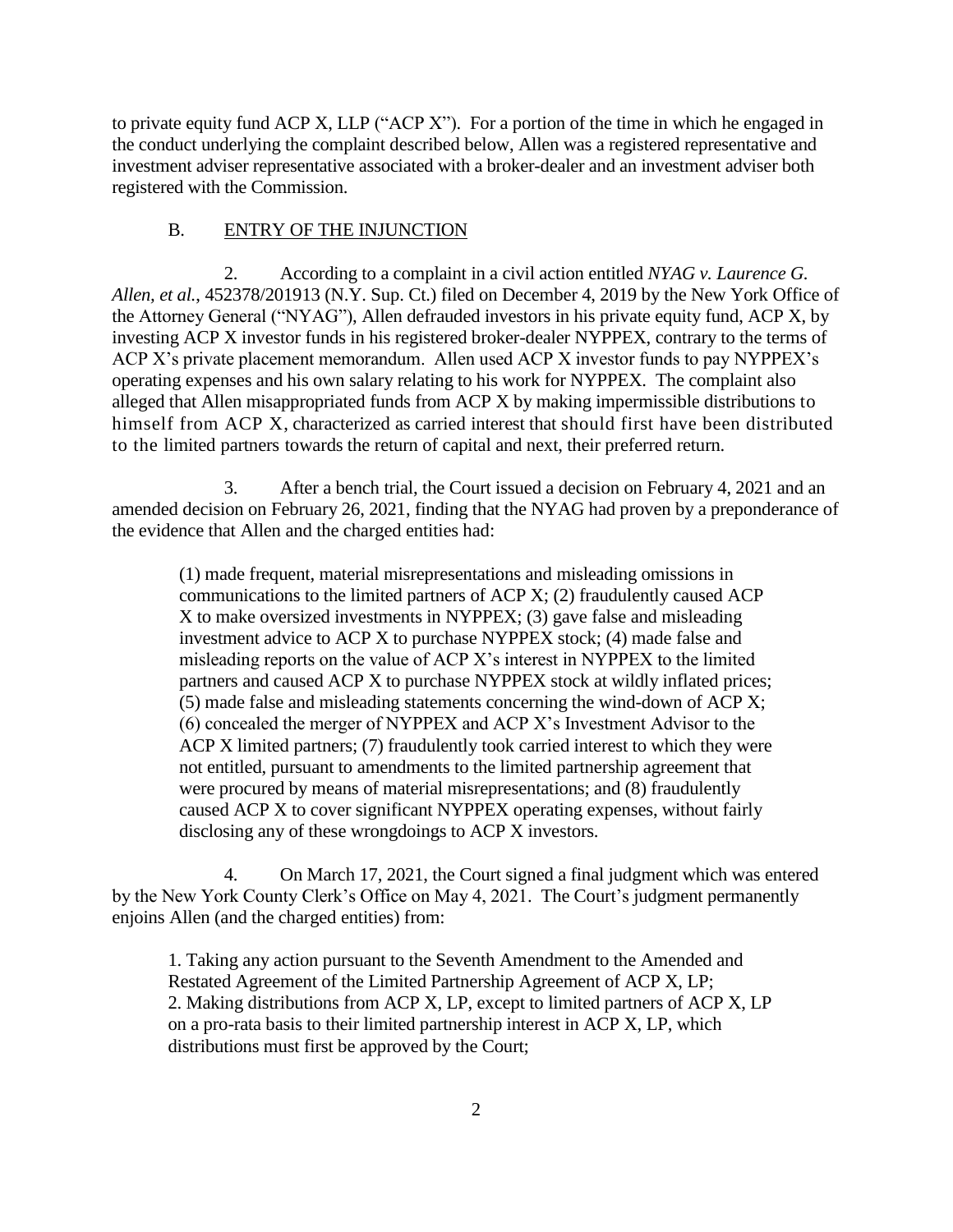to private equity fund ACP X, LLP ("ACP X"). For a portion of the time in which he engaged in the conduct underlying the complaint described below, Allen was a registered representative and investment adviser representative associated with a broker-dealer and an investment adviser both registered with the Commission.

## B. ENTRY OF THE INJUNCTION

2. According to a complaint in a civil action entitled *NYAG v. Laurence G. Allen, et al.*, 452378/201913 (N.Y. Sup. Ct.) filed on December 4, 2019 by the New York Office of the Attorney General ("NYAG"), Allen defrauded investors in his private equity fund, ACP X, by investing ACP X investor funds in his registered broker-dealer NYPPEX, contrary to the terms of ACP X's private placement memorandum. Allen used ACP X investor funds to pay NYPPEX's operating expenses and his own salary relating to his work for NYPPEX. The complaint also alleged that Allen misappropriated funds from ACP X by making impermissible distributions to himself from ACP X, characterized as carried interest that should first have been distributed to the limited partners towards the return of capital and next, their preferred return.

3. After a bench trial, the Court issued a decision on February 4, 2021 and an amended decision on February 26, 2021, finding that the NYAG had proven by a preponderance of the evidence that Allen and the charged entities had:

> (1) made frequent, material misrepresentations and misleading omissions in communications to the limited partners of ACP X; (2) fraudulently caused ACP X to make oversized investments in NYPPEX; (3) gave false and misleading investment advice to ACP X to purchase NYPPEX stock; (4) made false and misleading reports on the value of ACP X's interest in NYPPEX to the limited partners and caused ACP X to purchase NYPPEX stock at wildly inflated prices; (5) made false and misleading statements concerning the wind-down of ACP X; (6) concealed the merger of NYPPEX and ACP X's Investment Advisor to the ACP X limited partners; (7) fraudulently took carried interest to which they were not entitled, pursuant to amendments to the limited partnership agreement that were procured by means of material misrepresentations; and (8) fraudulently caused ACP X to cover significant NYPPEX operating expenses, without fairly disclosing any of these wrongdoings to ACP X investors.

4. On March 17, 2021, the Court signed a final judgment which was entered by the New York County Clerk's Office on May 4, 2021. The Court's judgment permanently enjoins Allen (and the charged entities) from:

> 1. Taking any action pursuant to the Seventh Amendment to the Amended and Restated Agreement of the Limited Partnership Agreement of ACP X, LP;
> 2. Making distributions from ACP X, LP, except to limited partners of ACP X, LP on a pro-rata basis to their limited partnership interest in ACP X, LP, which distributions must first be approved by the Court;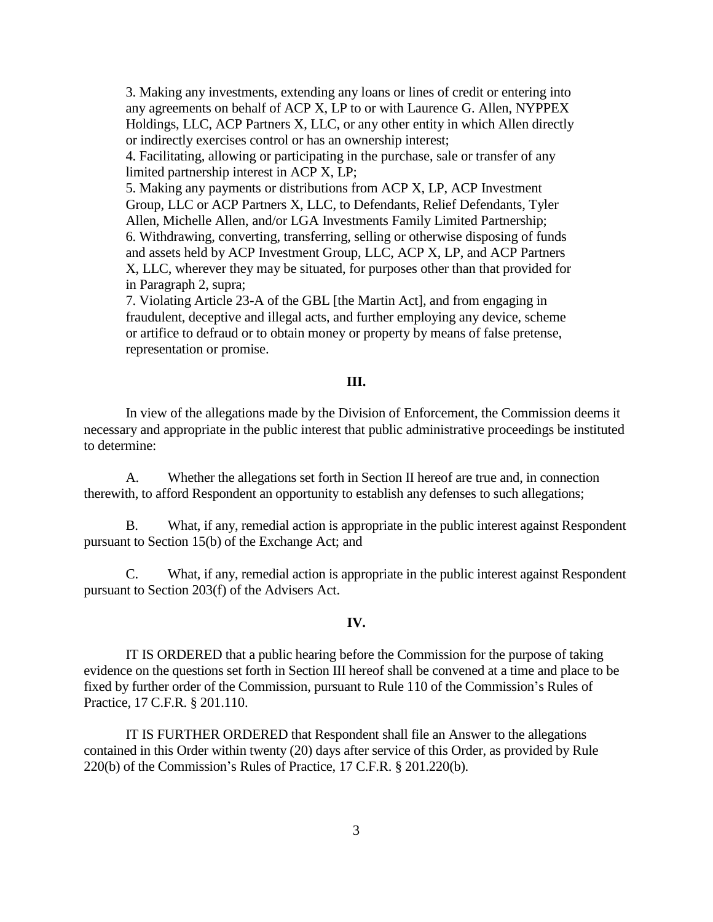3. Making any investments, extending any loans or lines of credit or entering into any agreements on behalf of ACP X, LP to or with Laurence G. Allen, NYPPEX Holdings, LLC, ACP Partners X, LLC, or any other entity in which Allen directly or indirectly exercises control or has an ownership interest;
4. Facilitating, allowing or participating in the purchase, sale or transfer of any limited partnership interest in ACP X, LP;
5. Making any payments or distributions from ACP X, LP, ACP Investment Group, LLC or ACP Partners X, LLC, to Defendants, Relief Defendants, Tyler Allen, Michelle Allen, and/or LGA Investments Family Limited Partnership;
6. Withdrawing, converting, transferring, selling or otherwise disposing of funds and assets held by ACP Investment Group, LLC, ACP X, LP, and ACP Partners X, LLC, wherever they may be situated, for purposes other than that provided for in Paragraph 2, supra;
7. Violating Article 23-A of the GBL [the Martin Act], and from engaging in fraudulent, deceptive and illegal acts, and further employing any device, scheme or artifice to defraud or to obtain money or property by means of false pretense, representation or promise.

**III.**

In view of the allegations made by the Division of Enforcement, the Commission deems it necessary and appropriate in the public interest that public administrative proceedings be instituted to determine:

A. Whether the allegations set forth in Section II hereof are true and, in connection therewith, to afford Respondent an opportunity to establish any defenses to such allegations;

B. What, if any, remedial action is appropriate in the public interest against Respondent pursuant to Section 15(b) of the Exchange Act; and

C. What, if any, remedial action is appropriate in the public interest against Respondent pursuant to Section 203(f) of the Advisers Act.

**IV.**

IT IS ORDERED that a public hearing before the Commission for the purpose of taking evidence on the questions set forth in Section III hereof shall be convened at a time and place to be fixed by further order of the Commission, pursuant to Rule 110 of the Commission's Rules of Practice, 17 C.F.R. § 201.110.

IT IS FURTHER ORDERED that Respondent shall file an Answer to the allegations contained in this Order within twenty (20) days after service of this Order, as provided by Rule 220(b) of the Commission's Rules of Practice, 17 C.F.R. § 201.220(b).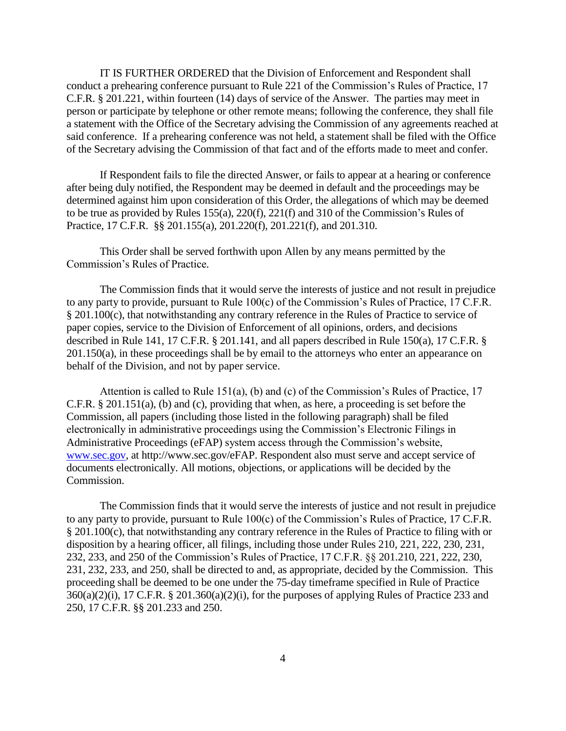IT IS FURTHER ORDERED that the Division of Enforcement and Respondent shall conduct a prehearing conference pursuant to Rule 221 of the Commission's Rules of Practice, 17 C.F.R. § 201.221, within fourteen (14) days of service of the Answer. The parties may meet in person or participate by telephone or other remote means; following the conference, they shall file a statement with the Office of the Secretary advising the Commission of any agreements reached at said conference. If a prehearing conference was not held, a statement shall be filed with the Office of the Secretary advising the Commission of that fact and of the efforts made to meet and confer.

If Respondent fails to file the directed Answer, or fails to appear at a hearing or conference after being duly notified, the Respondent may be deemed in default and the proceedings may be determined against him upon consideration of this Order, the allegations of which may be deemed to be true as provided by Rules 155(a), 220(f), 221(f) and 310 of the Commission's Rules of Practice, 17 C.F.R. §§ 201.155(a), 201.220(f), 201.221(f), and 201.310.

This Order shall be served forthwith upon Allen by any means permitted by the Commission's Rules of Practice.

The Commission finds that it would serve the interests of justice and not result in prejudice to any party to provide, pursuant to Rule 100(c) of the Commission's Rules of Practice, 17 C.F.R. § 201.100(c), that notwithstanding any contrary reference in the Rules of Practice to service of paper copies, service to the Division of Enforcement of all opinions, orders, and decisions described in Rule 141, 17 C.F.R. § 201.141, and all papers described in Rule 150(a), 17 C.F.R. § 201.150(a), in these proceedings shall be by email to the attorneys who enter an appearance on behalf of the Division, and not by paper service.

Attention is called to Rule 151(a), (b) and (c) of the Commission's Rules of Practice, 17 C.F.R. § 201.151(a), (b) and (c), providing that when, as here, a proceeding is set before the Commission, all papers (including those listed in the following paragraph) shall be filed electronically in administrative proceedings using the Commission's Electronic Filings in Administrative Proceedings (eFAP) system access through the Commission's website, www.sec.gov, at http://www.sec.gov/eFAP. Respondent also must serve and accept service of documents electronically. All motions, objections, or applications will be decided by the Commission.

The Commission finds that it would serve the interests of justice and not result in prejudice to any party to provide, pursuant to Rule 100(c) of the Commission's Rules of Practice, 17 C.F.R. § 201.100(c), that notwithstanding any contrary reference in the Rules of Practice to filing with or disposition by a hearing officer, all filings, including those under Rules 210, 221, 222, 230, 231, 232, 233, and 250 of the Commission's Rules of Practice, 17 C.F.R. §§ 201.210, 221, 222, 230, 231, 232, 233, and 250, shall be directed to and, as appropriate, decided by the Commission. This proceeding shall be deemed to be one under the 75-day timeframe specified in Rule of Practice 360(a)(2)(i), 17 C.F.R. § 201.360(a)(2)(i), for the purposes of applying Rules of Practice 233 and 250, 17 C.F.R. §§ 201.233 and 250.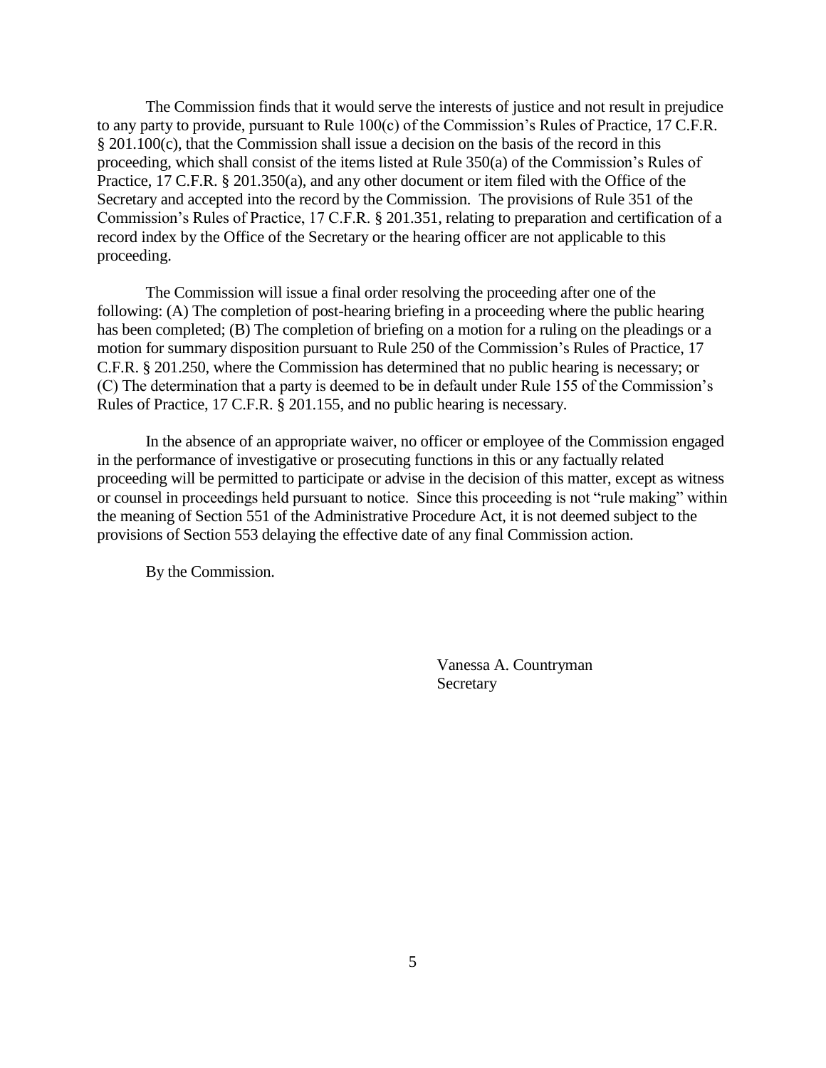The Commission finds that it would serve the interests of justice and not result in prejudice to any party to provide, pursuant to Rule 100(c) of the Commission's Rules of Practice, 17 C.F.R. § 201.100(c), that the Commission shall issue a decision on the basis of the record in this proceeding, which shall consist of the items listed at Rule 350(a) of the Commission's Rules of Practice, 17 C.F.R. § 201.350(a), and any other document or item filed with the Office of the Secretary and accepted into the record by the Commission. The provisions of Rule 351 of the Commission's Rules of Practice, 17 C.F.R. § 201.351, relating to preparation and certification of a record index by the Office of the Secretary or the hearing officer are not applicable to this proceeding.

The Commission will issue a final order resolving the proceeding after one of the following: (A) The completion of post-hearing briefing in a proceeding where the public hearing has been completed; (B) The completion of briefing on a motion for a ruling on the pleadings or a motion for summary disposition pursuant to Rule 250 of the Commission's Rules of Practice, 17 C.F.R. § 201.250, where the Commission has determined that no public hearing is necessary; or (C) The determination that a party is deemed to be in default under Rule 155 of the Commission's Rules of Practice, 17 C.F.R. § 201.155, and no public hearing is necessary.

In the absence of an appropriate waiver, no officer or employee of the Commission engaged in the performance of investigative or prosecuting functions in this or any factually related proceeding will be permitted to participate or advise in the decision of this matter, except as witness or counsel in proceedings held pursuant to notice. Since this proceeding is not "rule making" within the meaning of Section 551 of the Administrative Procedure Act, it is not deemed subject to the provisions of Section 553 delaying the effective date of any final Commission action.

By the Commission.

Vanessa A. Countryman
Secretary